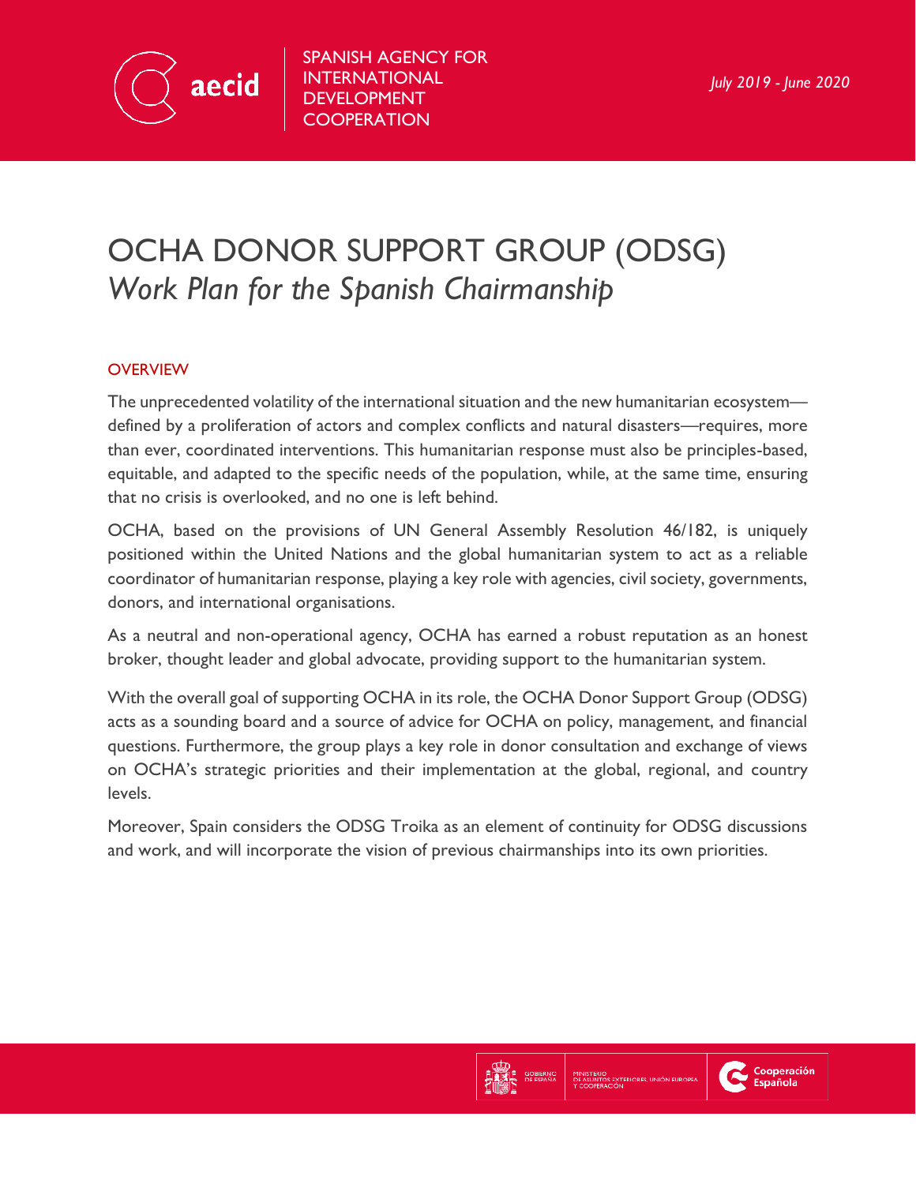SPANISH AGENCY FOR INTERNATIONAL DEVELOPMENT COOPERATION

*July 2019 - June 2020*

# OCHA DONOR SUPPORT GROUP (ODSG)
## *Work Plan for the Spanish Chairmanship*

### OVERVIEW

The unprecedented volatility of the international situation and the new humanitarian ecosystem—defined by a proliferation of actors and complex conflicts and natural disasters—requires, more than ever, coordinated interventions. This humanitarian response must also be principles-based, equitable, and adapted to the specific needs of the population, while, at the same time, ensuring that no crisis is overlooked, and no one is left behind.

OCHA, based on the provisions of UN General Assembly Resolution 46/182, is uniquely positioned within the United Nations and the global humanitarian system to act as a reliable coordinator of humanitarian response, playing a key role with agencies, civil society, governments, donors, and international organisations.

As a neutral and non-operational agency, OCHA has earned a robust reputation as an honest broker, thought leader and global advocate, providing support to the humanitarian system.

With the overall goal of supporting OCHA in its role, the OCHA Donor Support Group (ODSG) acts as a sounding board and a source of advice for OCHA on policy, management, and financial questions. Furthermore, the group plays a key role in donor consultation and exchange of views on OCHA's strategic priorities and their implementation at the global, regional, and country levels.

Moreover, Spain considers the ODSG Troika as an element of continuity for ODSG discussions and work, and will incorporate the vision of previous chairmanships into its own priorities.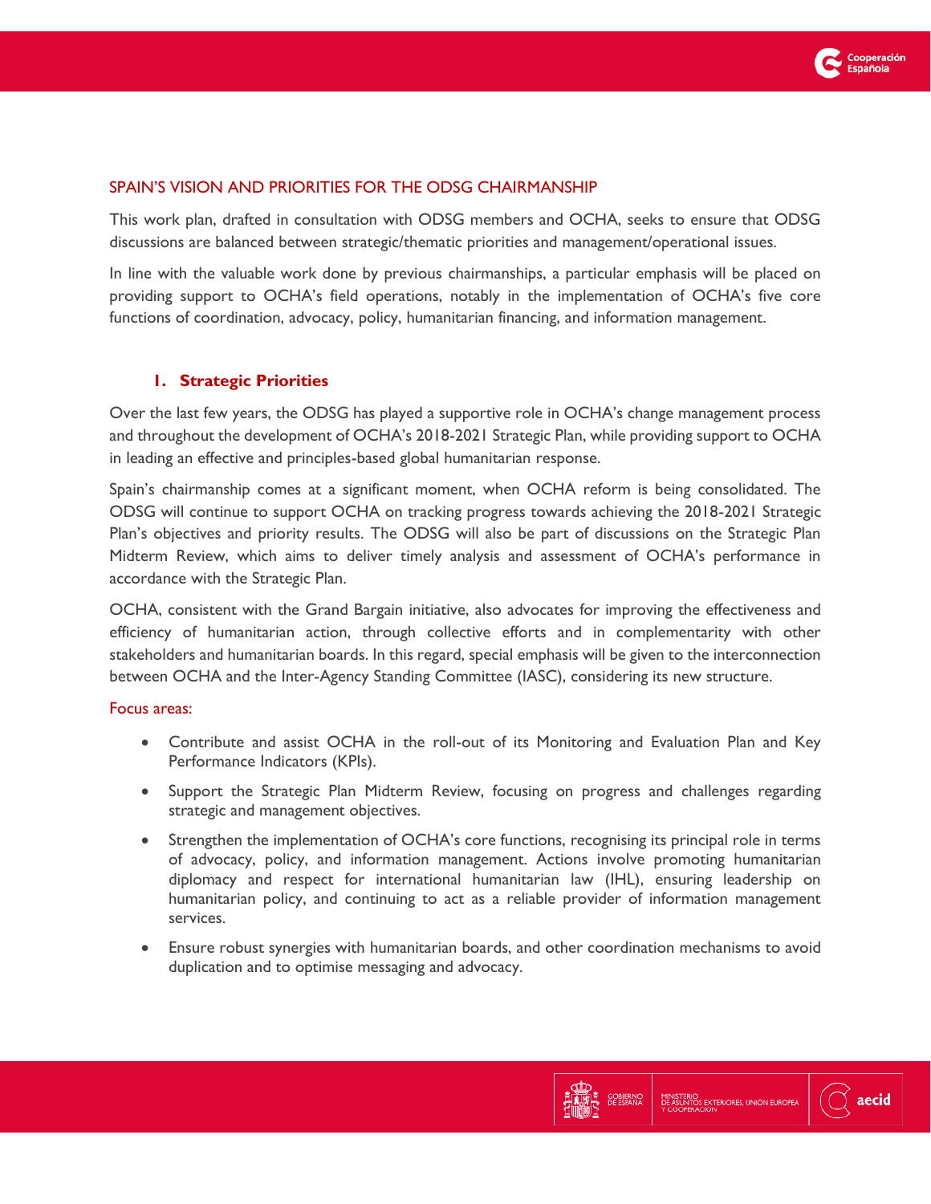## SPAIN'S VISION AND PRIORITIES FOR THE ODSG CHAIRMANSHIP

This work plan, drafted in consultation with ODSG members and OCHA, seeks to ensure that ODSG discussions are balanced between strategic/thematic priorities and management/operational issues.

In line with the valuable work done by previous chairmanships, a particular emphasis will be placed on providing support to OCHA's field operations, notably in the implementation of OCHA's five core functions of coordination, advocacy, policy, humanitarian financing, and information management.

### 1. Strategic Priorities

Over the last few years, the ODSG has played a supportive role in OCHA's change management process and throughout the development of OCHA's 2018-2021 Strategic Plan, while providing support to OCHA in leading an effective and principles-based global humanitarian response.

Spain's chairmanship comes at a significant moment, when OCHA reform is being consolidated. The ODSG will continue to support OCHA on tracking progress towards achieving the 2018-2021 Strategic Plan's objectives and priority results. The ODSG will also be part of discussions on the Strategic Plan Midterm Review, which aims to deliver timely analysis and assessment of OCHA's performance in accordance with the Strategic Plan.

OCHA, consistent with the Grand Bargain initiative, also advocates for improving the effectiveness and efficiency of humanitarian action, through collective efforts and in complementarity with other stakeholders and humanitarian boards. In this regard, special emphasis will be given to the interconnection between OCHA and the Inter-Agency Standing Committee (IASC), considering its new structure.

Focus areas:

- Contribute and assist OCHA in the roll-out of its Monitoring and Evaluation Plan and Key Performance Indicators (KPIs).
- Support the Strategic Plan Midterm Review, focusing on progress and challenges regarding strategic and management objectives.
- Strengthen the implementation of OCHA's core functions, recognising its principal role in terms of advocacy, policy, and information management. Actions involve promoting humanitarian diplomacy and respect for international humanitarian law (IHL), ensuring leadership on humanitarian policy, and continuing to act as a reliable provider of information management services.
- Ensure robust synergies with humanitarian boards, and other coordination mechanisms to avoid duplication and to optimise messaging and advocacy.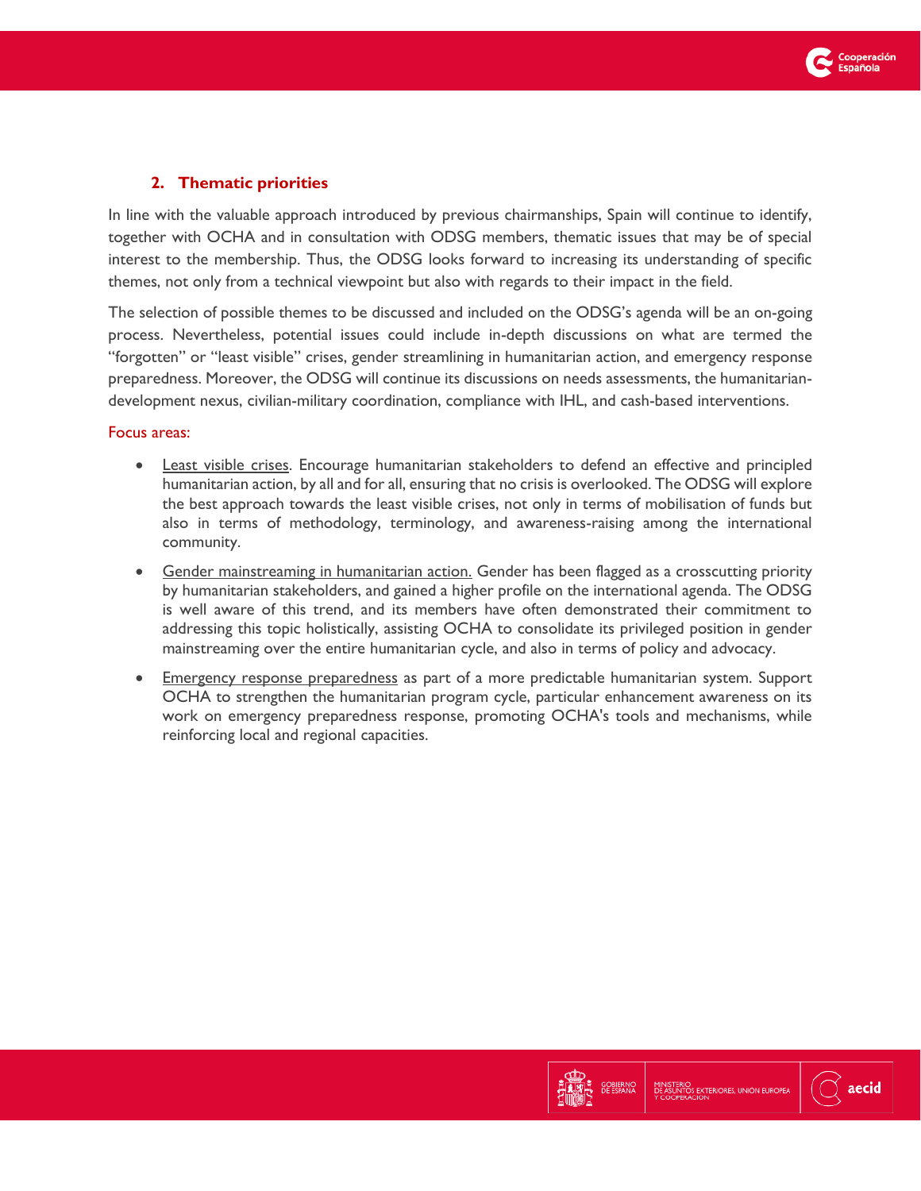## 2. Thematic priorities

In line with the valuable approach introduced by previous chairmanships, Spain will continue to identify, together with OCHA and in consultation with ODSG members, thematic issues that may be of special interest to the membership. Thus, the ODSG looks forward to increasing its understanding of specific themes, not only from a technical viewpoint but also with regards to their impact in the field.

The selection of possible themes to be discussed and included on the ODSG's agenda will be an on-going process. Nevertheless, potential issues could include in-depth discussions on what are termed the "forgotten" or "least visible" crises, gender streamlining in humanitarian action, and emergency response preparedness. Moreover, the ODSG will continue its discussions on needs assessments, the humanitarian-development nexus, civilian-military coordination, compliance with IHL, and cash-based interventions.

Focus areas:

- Least visible crises. Encourage humanitarian stakeholders to defend an effective and principled humanitarian action, by all and for all, ensuring that no crisis is overlooked. The ODSG will explore the best approach towards the least visible crises, not only in terms of mobilisation of funds but also in terms of methodology, terminology, and awareness-raising among the international community.
- Gender mainstreaming in humanitarian action. Gender has been flagged as a crosscutting priority by humanitarian stakeholders, and gained a higher profile on the international agenda. The ODSG is well aware of this trend, and its members have often demonstrated their commitment to addressing this topic holistically, assisting OCHA to consolidate its privileged position in gender mainstreaming over the entire humanitarian cycle, and also in terms of policy and advocacy.
- Emergency response preparedness as part of a more predictable humanitarian system. Support OCHA to strengthen the humanitarian program cycle, particular enhancement awareness on its work on emergency preparedness response, promoting OCHA's tools and mechanisms, while reinforcing local and regional capacities.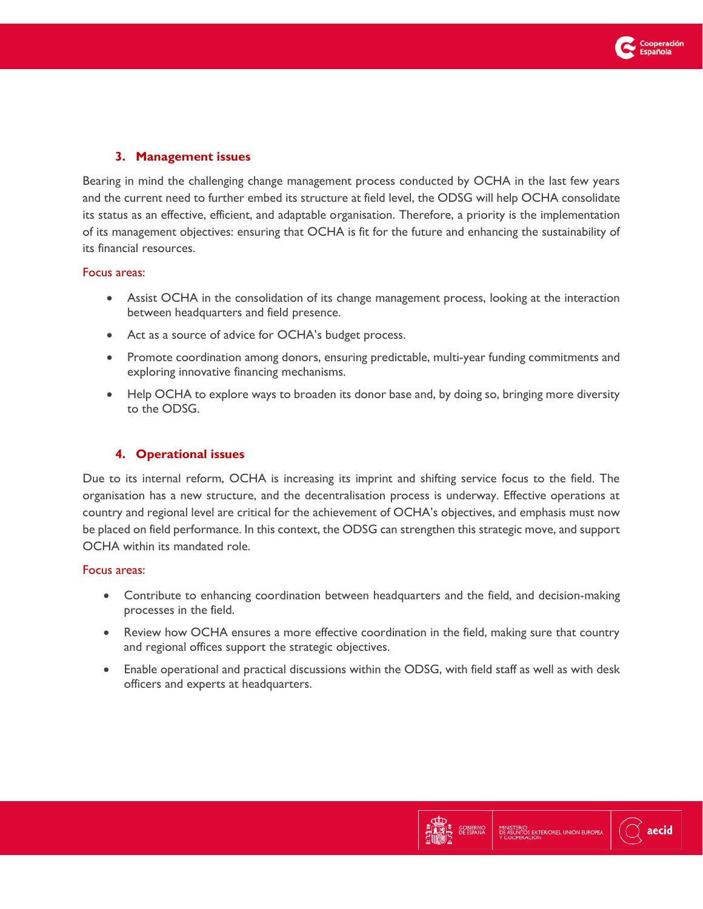### 3. Management issues

Bearing in mind the challenging change management process conducted by OCHA in the last few years and the current need to further embed its structure at field level, the ODSG will help OCHA consolidate its status as an effective, efficient, and adaptable organisation. Therefore, a priority is the implementation of its management objectives: ensuring that OCHA is fit for the future and enhancing the sustainability of its financial resources.

Focus areas:

- Assist OCHA in the consolidation of its change management process, looking at the interaction between headquarters and field presence.
- Act as a source of advice for OCHA's budget process.
- Promote coordination among donors, ensuring predictable, multi-year funding commitments and exploring innovative financing mechanisms.
- Help OCHA to explore ways to broaden its donor base and, by doing so, bringing more diversity to the ODSG.

### 4. Operational issues

Due to its internal reform, OCHA is increasing its imprint and shifting service focus to the field. The organisation has a new structure, and the decentralisation process is underway. Effective operations at country and regional level are critical for the achievement of OCHA's objectives, and emphasis must now be placed on field performance. In this context, the ODSG can strengthen this strategic move, and support OCHA within its mandated role.

Focus areas:

- Contribute to enhancing coordination between headquarters and the field, and decision-making processes in the field.
- Review how OCHA ensures a more effective coordination in the field, making sure that country and regional offices support the strategic objectives.
- Enable operational and practical discussions within the ODSG, with field staff as well as with desk officers and experts at headquarters.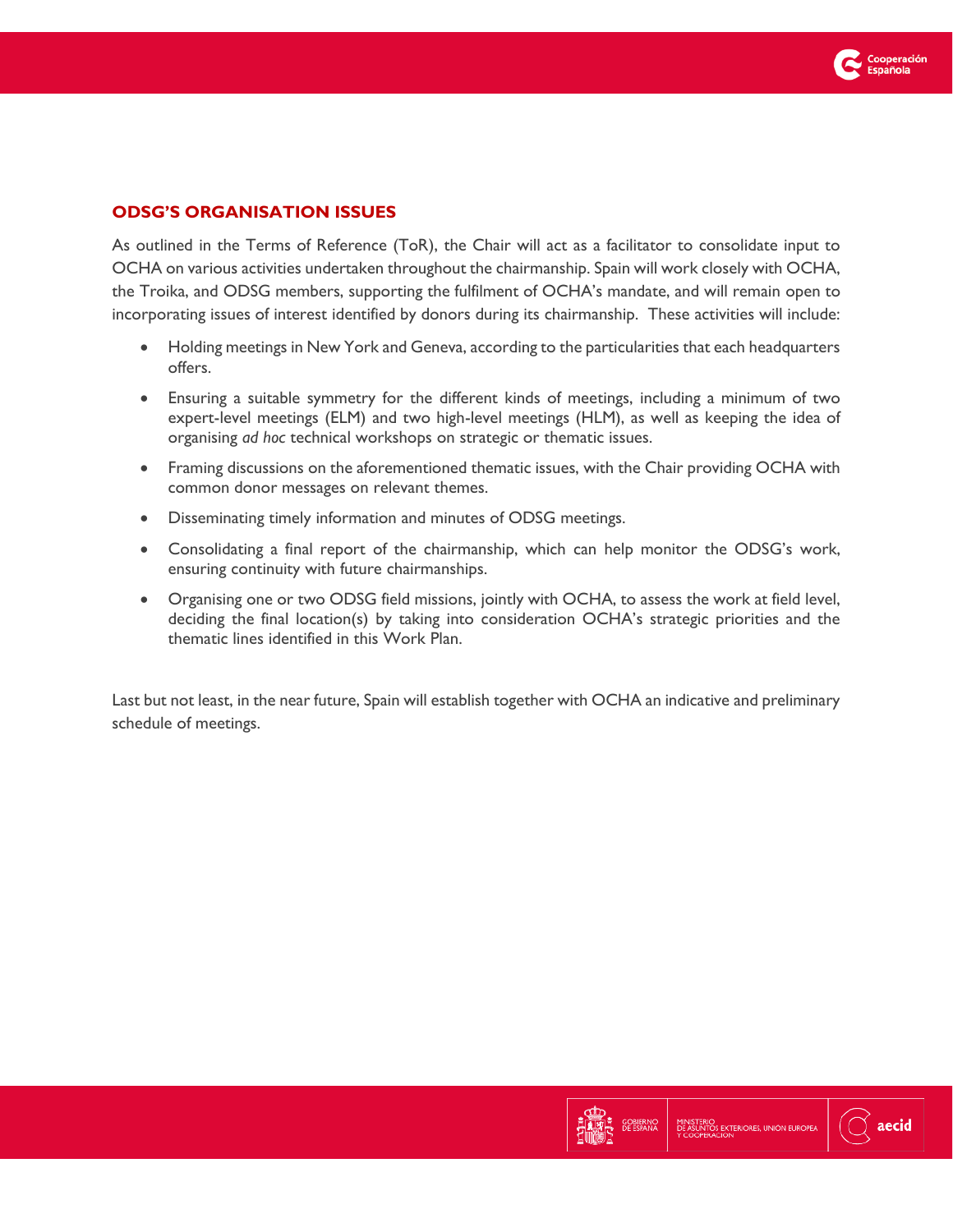## ODSG'S ORGANISATION ISSUES

As outlined in the Terms of Reference (ToR), the Chair will act as a facilitator to consolidate input to OCHA on various activities undertaken throughout the chairmanship. Spain will work closely with OCHA, the Troika, and ODSG members, supporting the fulfilment of OCHA's mandate, and will remain open to incorporating issues of interest identified by donors during its chairmanship. These activities will include:

- Holding meetings in New York and Geneva, according to the particularities that each headquarters offers.
- Ensuring a suitable symmetry for the different kinds of meetings, including a minimum of two expert-level meetings (ELM) and two high-level meetings (HLM), as well as keeping the idea of organising *ad hoc* technical workshops on strategic or thematic issues.
- Framing discussions on the aforementioned thematic issues, with the Chair providing OCHA with common donor messages on relevant themes.
- Disseminating timely information and minutes of ODSG meetings.
- Consolidating a final report of the chairmanship, which can help monitor the ODSG's work, ensuring continuity with future chairmanships.
- Organising one or two ODSG field missions, jointly with OCHA, to assess the work at field level, deciding the final location(s) by taking into consideration OCHA's strategic priorities and the thematic lines identified in this Work Plan.

Last but not least, in the near future, Spain will establish together with OCHA an indicative and preliminary schedule of meetings.